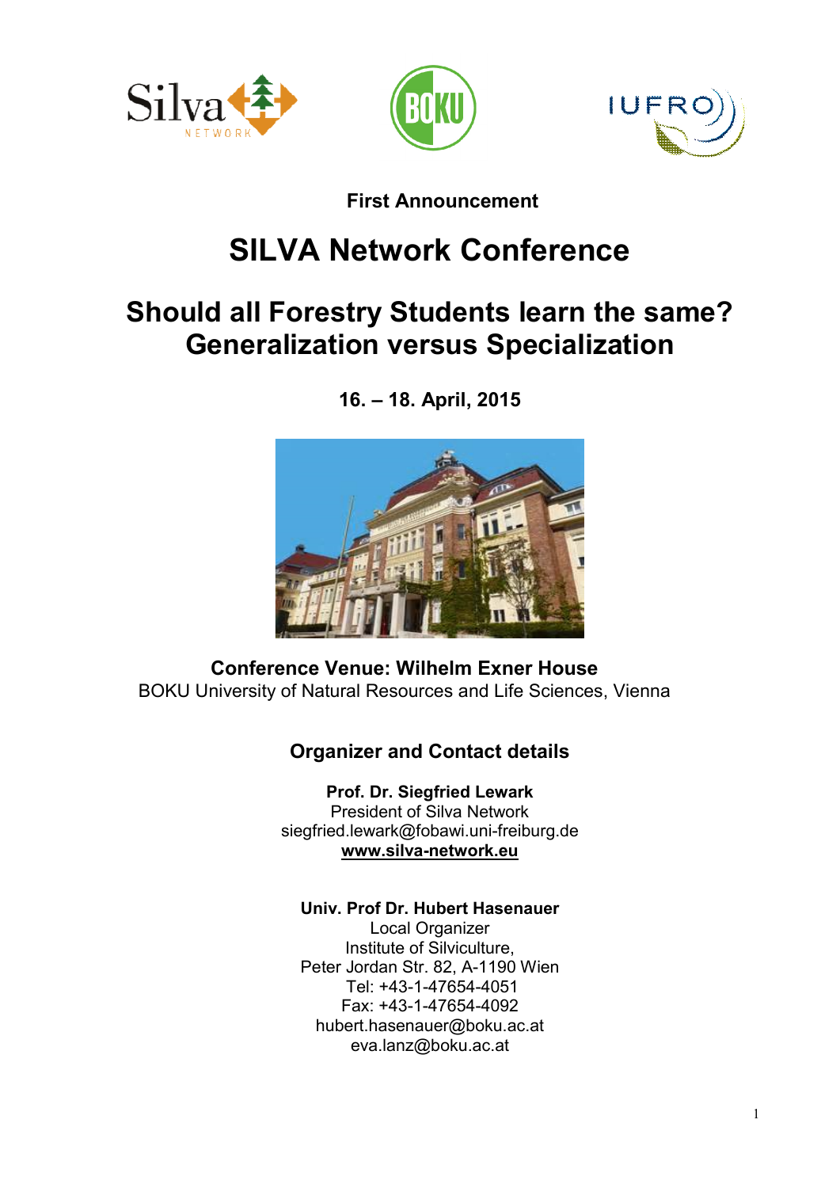**First Announcement**

# SILVA Network Conference

## Should all Forestry Students learn the same? Generalization versus Specialization

**16. – 18. April, 2015**

**Conference Venue: Wilhelm Exner House**
BOKU University of Natural Resources and Life Sciences, Vienna

### Organizer and Contact details

**Prof. Dr. Siegfried Lewark**
President of Silva Network
siegfried.lewark@fobawi.uni-freiburg.de
**www.silva-network.eu**

**Univ. Prof Dr. Hubert Hasenauer**
Local Organizer
Institute of Silviculture,
Peter Jordan Str. 82, A-1190 Wien
Tel: +43-1-47654-4051
Fax: +43-1-47654-4092
hubert.hasenauer@boku.ac.at
eva.lanz@boku.ac.at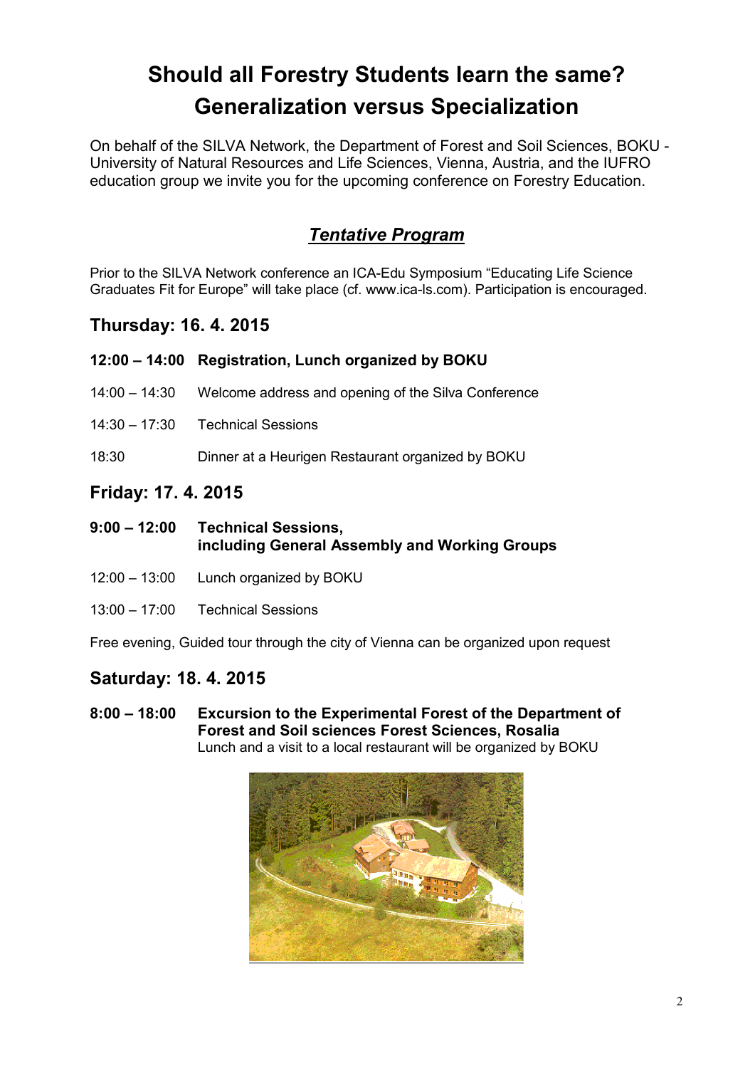# Should all Forestry Students learn the same? Generalization versus Specialization

On behalf of the SILVA Network, the Department of Forest and Soil Sciences, BOKU - University of Natural Resources and Life Sciences, Vienna, Austria, and the IUFRO education group we invite you for the upcoming conference on Forestry Education.

## ***Tentative Program***

Prior to the SILVA Network conference an ICA-Edu Symposium "Educating Life Science Graduates Fit for Europe" will take place (cf. www.ica-ls.com). Participation is encouraged.

### Thursday: 16. 4. 2015

**12:00 – 14:00 Registration, Lunch organized by BOKU**

14:00 – 14:30 Welcome address and opening of the Silva Conference

14:30 – 17:30 Technical Sessions

18:30 Dinner at a Heurigen Restaurant organized by BOKU

### Friday: 17. 4. 2015

**9:00 – 12:00 Technical Sessions, including General Assembly and Working Groups**

12:00 – 13:00 Lunch organized by BOKU

13:00 – 17:00 Technical Sessions

Free evening, Guided tour through the city of Vienna can be organized upon request

### Saturday: 18. 4. 2015

**8:00 – 18:00 Excursion to the Experimental Forest of the Department of Forest and Soil sciences Forest Sciences, Rosalia**
Lunch and a visit to a local restaurant will be organized by BOKU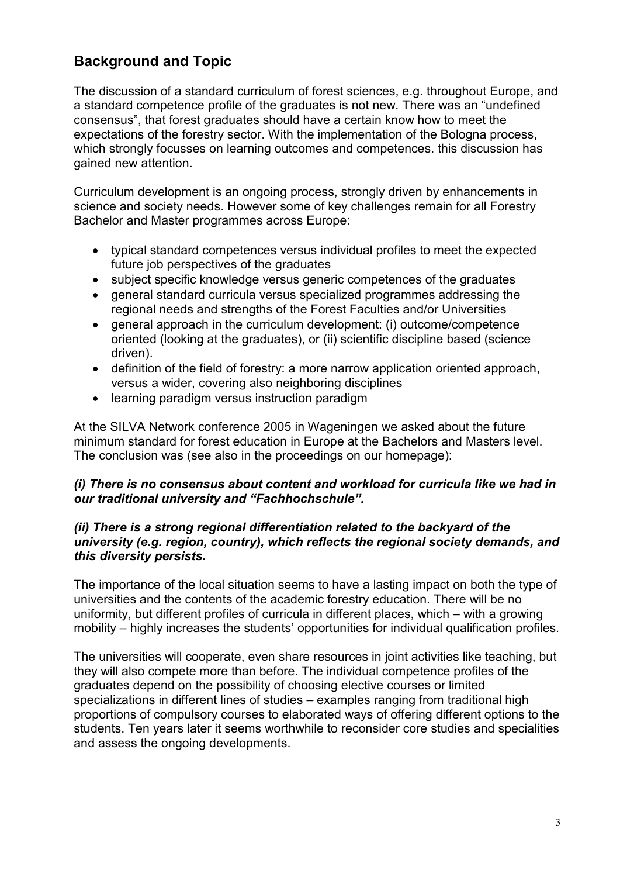## Background and Topic

The discussion of a standard curriculum of forest sciences, e.g. throughout Europe, and a standard competence profile of the graduates is not new. There was an "undefined consensus", that forest graduates should have a certain know how to meet the expectations of the forestry sector. With the implementation of the Bologna process, which strongly focusses on learning outcomes and competences. this discussion has gained new attention.

Curriculum development is an ongoing process, strongly driven by enhancements in science and society needs. However some of key challenges remain for all Forestry Bachelor and Master programmes across Europe:

- typical standard competences versus individual profiles to meet the expected future job perspectives of the graduates
- subject specific knowledge versus generic competences of the graduates
- general standard curricula versus specialized programmes addressing the regional needs and strengths of the Forest Faculties and/or Universities
- general approach in the curriculum development: (i) outcome/competence oriented (looking at the graduates), or (ii) scientific discipline based (science driven).
- definition of the field of forestry: a more narrow application oriented approach, versus a wider, covering also neighboring disciplines
- learning paradigm versus instruction paradigm

At the SILVA Network conference 2005 in Wageningen we asked about the future minimum standard for forest education in Europe at the Bachelors and Masters level. The conclusion was (see also in the proceedings on our homepage):

***(i) There is no consensus about content and workload for curricula like we had in our traditional university and "Fachhochschule".***

***(ii) There is a strong regional differentiation related to the backyard of the university (e.g. region, country), which reflects the regional society demands, and this diversity persists.***

The importance of the local situation seems to have a lasting impact on both the type of universities and the contents of the academic forestry education. There will be no uniformity, but different profiles of curricula in different places, which – with a growing mobility – highly increases the students' opportunities for individual qualification profiles.

The universities will cooperate, even share resources in joint activities like teaching, but they will also compete more than before. The individual competence profiles of the graduates depend on the possibility of choosing elective courses or limited specializations in different lines of studies – examples ranging from traditional high proportions of compulsory courses to elaborated ways of offering different options to the students. Ten years later it seems worthwhile to reconsider core studies and specialities and assess the ongoing developments.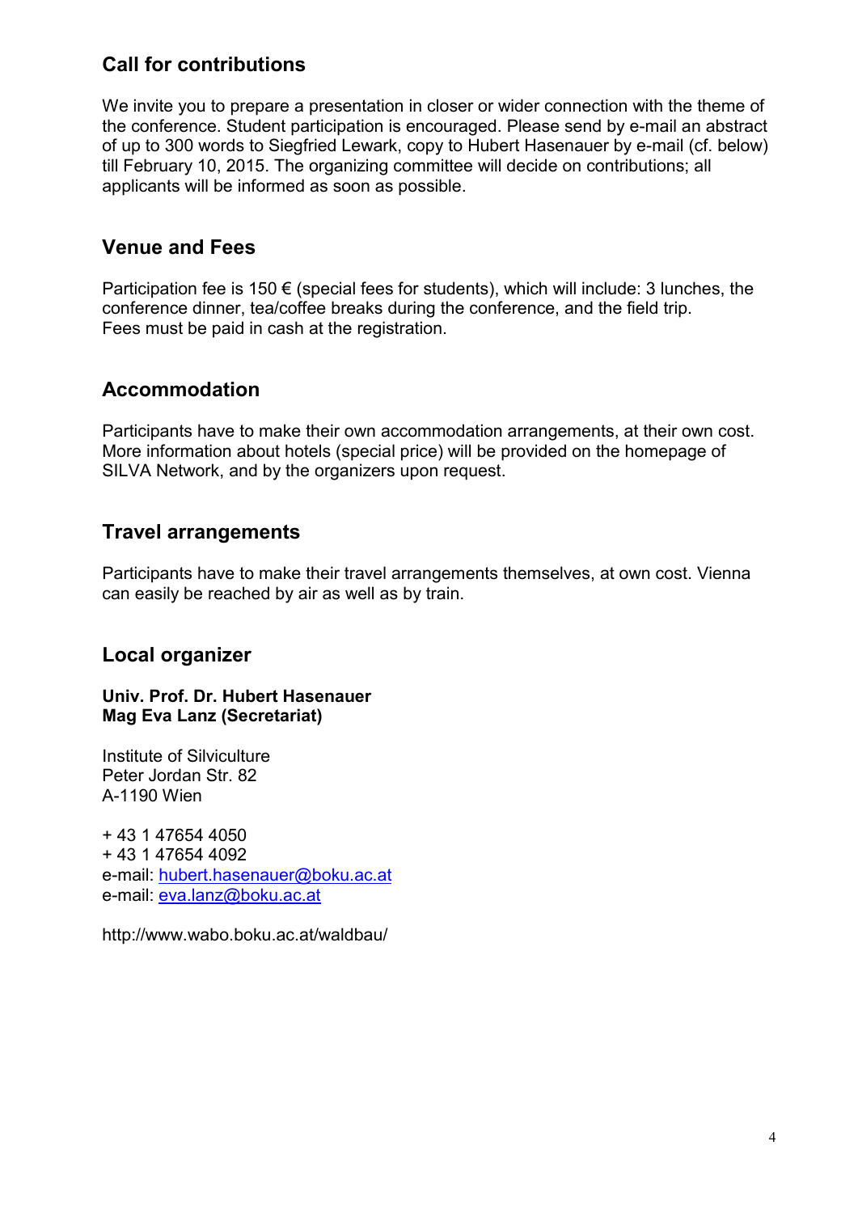## Call for contributions

We invite you to prepare a presentation in closer or wider connection with the theme of the conference. Student participation is encouraged. Please send by e-mail an abstract of up to 300 words to Siegfried Lewark, copy to Hubert Hasenauer by e-mail (cf. below) till February 10, 2015. The organizing committee will decide on contributions; all applicants will be informed as soon as possible.

## Venue and Fees

Participation fee is 150 € (special fees for students), which will include: 3 lunches, the conference dinner, tea/coffee breaks during the conference, and the field trip.
Fees must be paid in cash at the registration.

## Accommodation

Participants have to make their own accommodation arrangements, at their own cost. More information about hotels (special price) will be provided on the homepage of SILVA Network, and by the organizers upon request.

## Travel arrangements

Participants have to make their travel arrangements themselves, at own cost. Vienna can easily be reached by air as well as by train.

## Local organizer

**Univ. Prof. Dr. Hubert Hasenauer**
**Mag Eva Lanz (Secretariat)**

Institute of Silviculture
Peter Jordan Str. 82
A-1190 Wien

+ 43 1 47654 4050
+ 43 1 47654 4092
e-mail: hubert.hasenauer@boku.ac.at
e-mail: eva.lanz@boku.ac.at

http://www.wabo.boku.ac.at/waldbau/